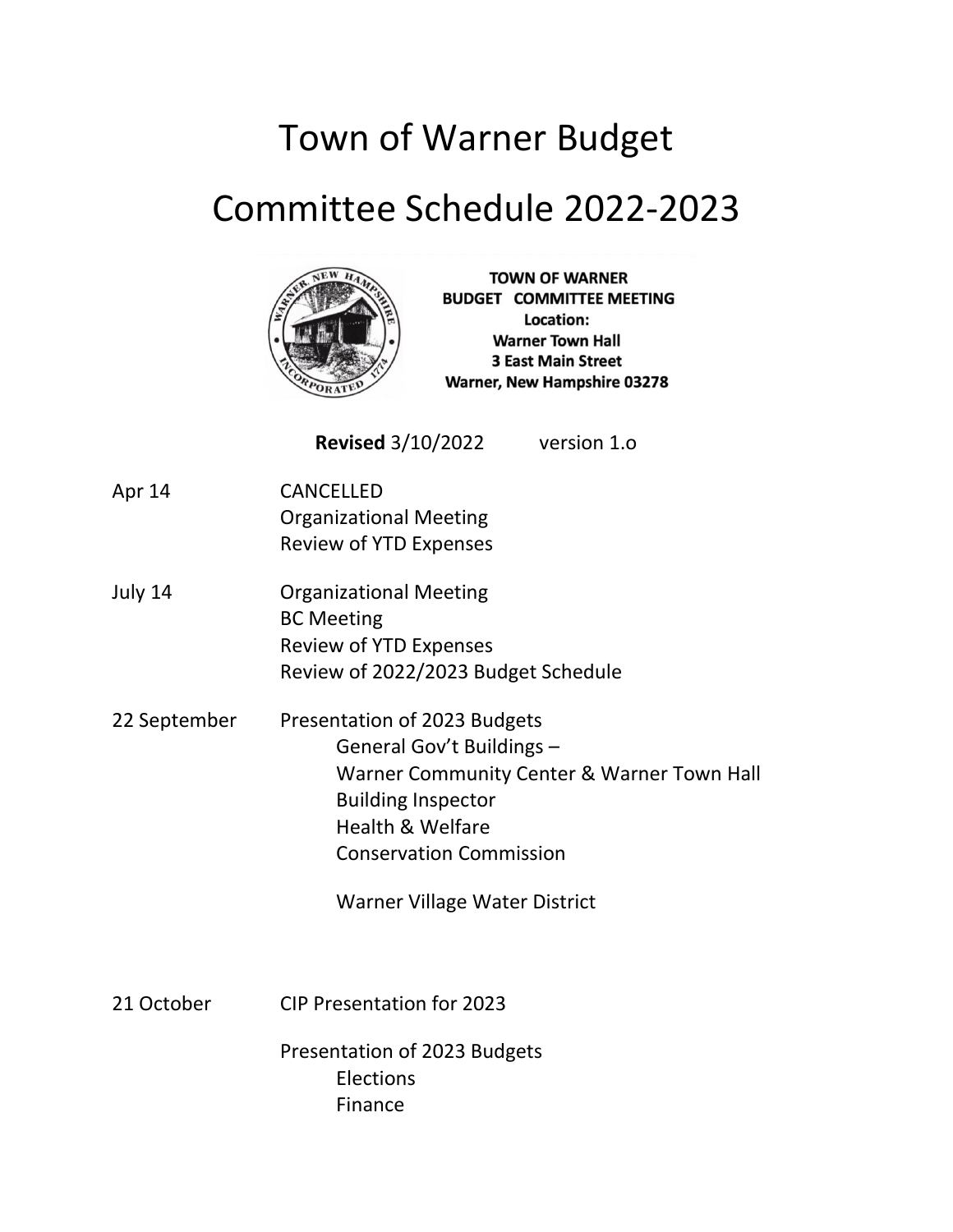# Town of Warner Budget Committee Schedule 2022-2023

**TOWN OF WARNER**
**BUDGET COMMITTEE MEETING**
**Location:**
**Warner Town Hall**
**3 East Main Street**
**Warner, New Hampshire 03278**

**Revised** 3/10/2022 version 1.o

Apr 14
- CANCELLED
- Organizational Meeting
- Review of YTD Expenses

July 14
- Organizational Meeting
- BC Meeting
- Review of YTD Expenses
- Review of 2022/2023 Budget Schedule

22 September
- Presentation of 2023 Budgets
  - General Gov't Buildings –
  - Warner Community Center & Warner Town Hall
  - Building Inspector
  - Health & Welfare
  - Conservation Commission
  - Warner Village Water District

21 October
- CIP Presentation for 2023
- Presentation of 2023 Budgets
  - Elections
  - Finance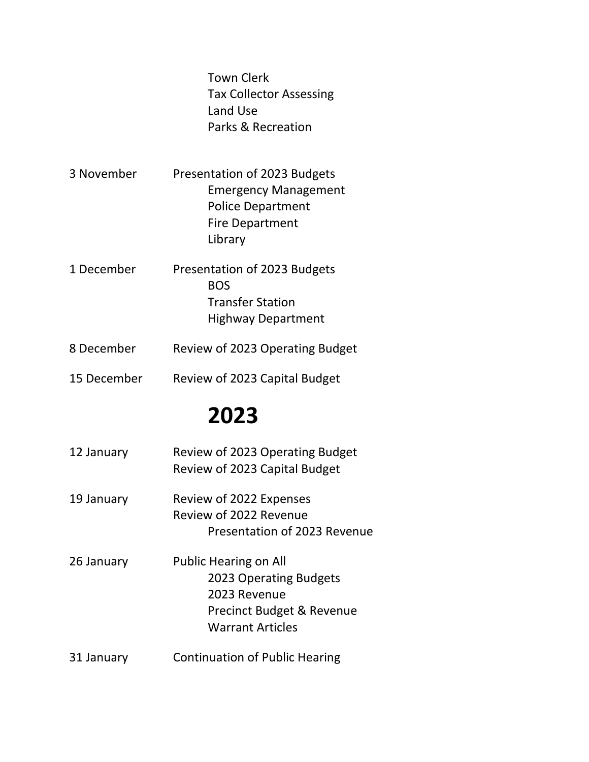Town Clerk
Tax Collector Assessing
Land Use
Parks & Recreation

| | |
|---|---|
| 3 November | Presentation of 2023 Budgets |
| | Emergency Management |
| | Police Department |
| | Fire Department |
| | Library |
| 1 December | Presentation of 2023 Budgets |
| | BOS |
| | Transfer Station |
| | Highway Department |
| 8 December | Review of 2023 Operating Budget |
| 15 December | Review of 2023 Capital Budget |

# 2023

| | |
|---|---|
| 12 January | Review of 2023 Operating Budget |
| | Review of 2023 Capital Budget |
| 19 January | Review of 2022 Expenses |
| | Review of 2022 Revenue |
| | Presentation of 2023 Revenue |
| 26 January | Public Hearing on All |
| | 2023 Operating Budgets |
| | 2023 Revenue |
| | Precinct Budget & Revenue |
| | Warrant Articles |
| 31 January | Continuation of Public Hearing |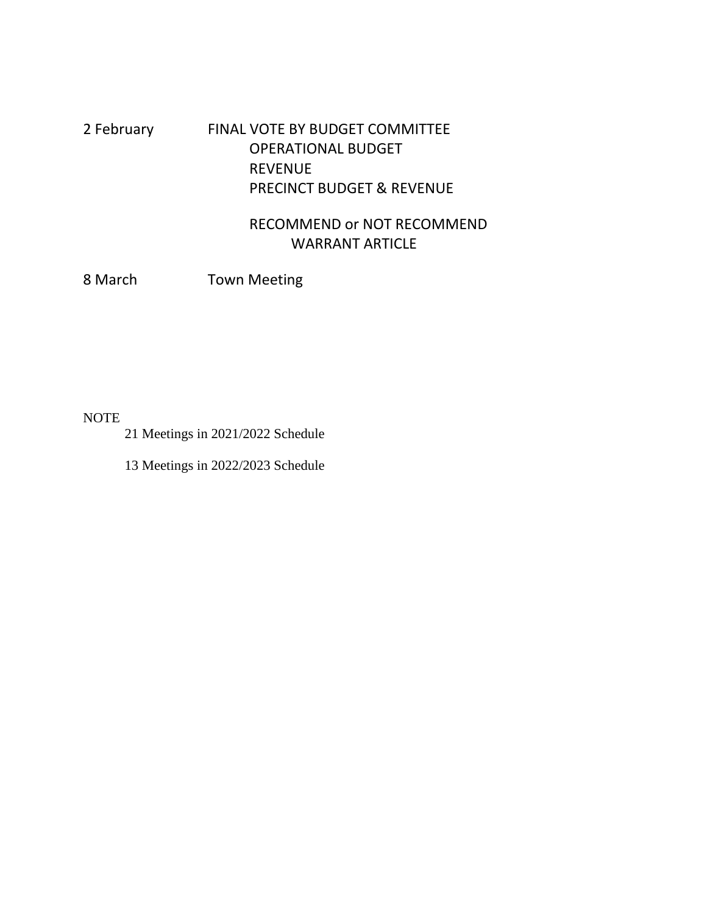2 February FINAL VOTE BY BUDGET COMMITTEE

- OPERATIONAL BUDGET
- REVENUE
- PRECINCT BUDGET & REVENUE

RECOMMEND or NOT RECOMMEND
WARRANT ARTICLE

8 March Town Meeting

NOTE

21 Meetings in 2021/2022 Schedule

13 Meetings in 2022/2023 Schedule